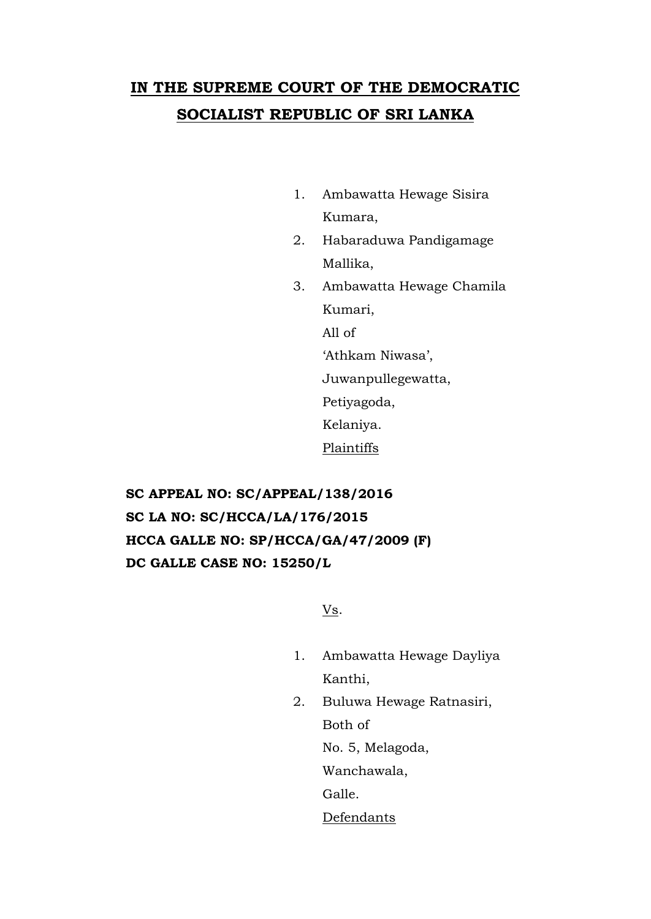# IN THE SUPREME COURT OF THE DEMOCRATIC SOCIALIST REPUBLIC OF SRI LANKA

1. Ambawatta Hewage Sisira Kumara,
2. Habaraduwa Pandigamage Mallika,
3. Ambawatta Hewage Chamila Kumari,

All of
'Athkam Niwasa',
Juwanpullegewatta,
Petiyagoda,
Kelaniya.
Plaintiffs

**SC APPEAL NO: SC/APPEAL/138/2016**
**SC LA NO: SC/HCCA/LA/176/2015**
**HCCA GALLE NO: SP/HCCA/GA/47/2009 (F)**
**DC GALLE CASE NO: 15250/L**

Vs.

1. Ambawatta Hewage Dayliya Kanthi,
2. Buluwa Hewage Ratnasiri,

Both of
No. 5, Melagoda,
Wanchawala,
Galle.
Defendants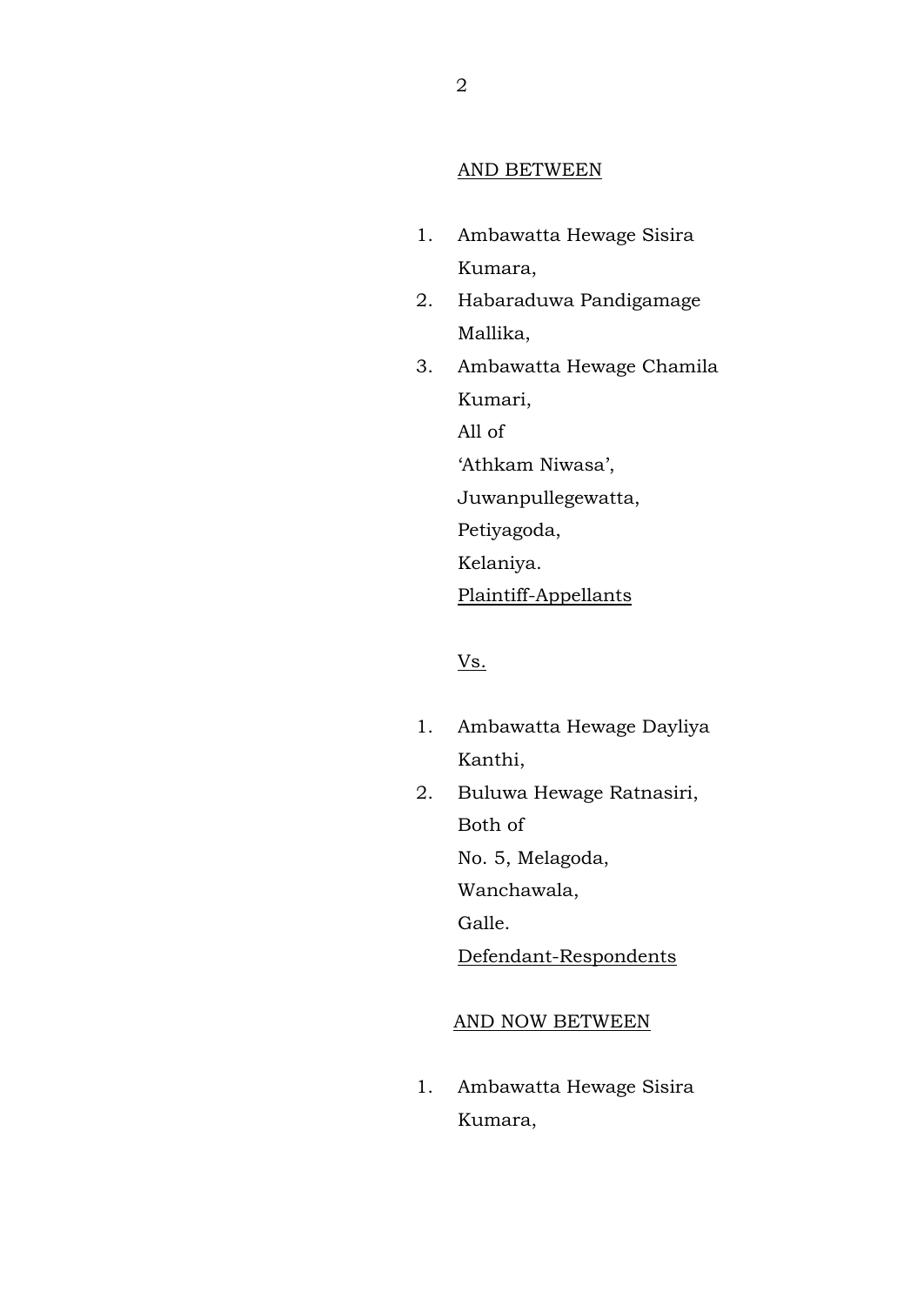AND BETWEEN

1. Ambawatta Hewage Sisira Kumara,
2. Habaraduwa Pandigamage Mallika,
3. Ambawatta Hewage Chamila Kumari,
   All of
   'Athkam Niwasa',
   Juwanpullegewatta,
   Petiyagoda,
   Kelaniya.
   Plaintiff-Appellants

Vs.

1. Ambawatta Hewage Dayliya Kanthi,
2. Buluwa Hewage Ratnasiri,
   Both of
   No. 5, Melagoda,
   Wanchawala,
   Galle.
   Defendant-Respondents

AND NOW BETWEEN

1. Ambawatta Hewage Sisira Kumara,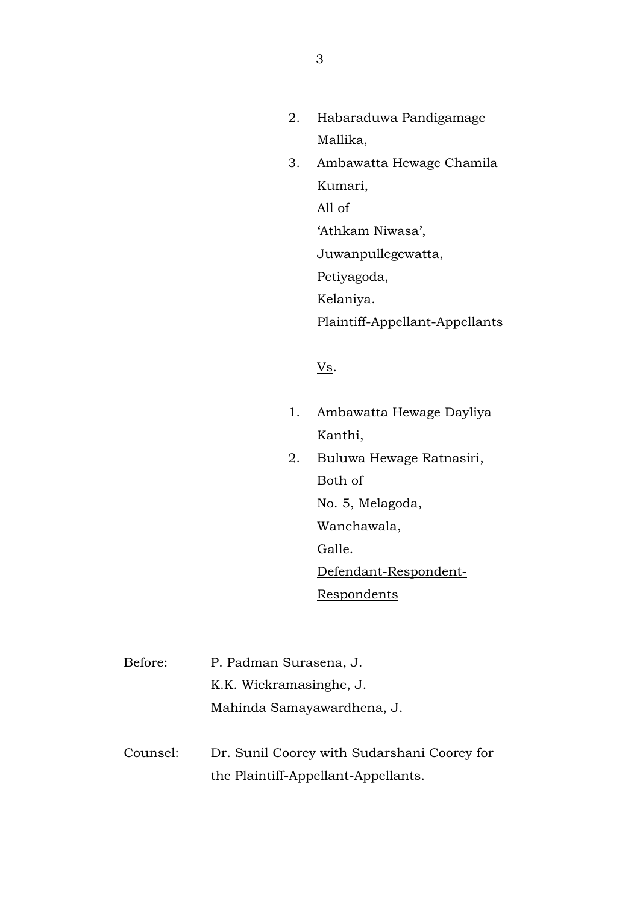2. Habaraduwa Pandigamage Mallika,
3. Ambawatta Hewage Chamila Kumari,

All of
'Athkam Niwasa',
Juwanpullegewatta,
Petiyagoda,
Kelaniya.

Plaintiff-Appellant-Appellants

Vs.

1. Ambawatta Hewage Dayliya Kanthi,
2. Buluwa Hewage Ratnasiri,

Both of
No. 5, Melagoda,
Wanchawala,
Galle.

Defendant-Respondent-Respondents

Before: P. Padman Surasena, J.
K.K. Wickramasinghe, J.
Mahinda Samayawardhena, J.

Counsel: Dr. Sunil Coorey with Sudarshani Coorey for the Plaintiff-Appellant-Appellants.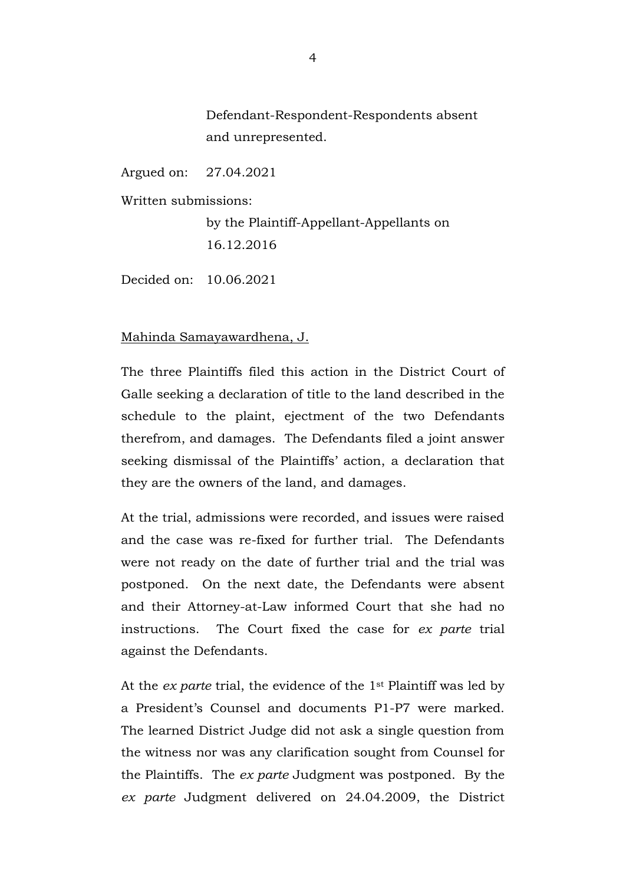Defendant-Respondent-Respondents absent and unrepresented.

Argued on: 27.04.2021

Written submissions:

by the Plaintiff-Appellant-Appellants on 16.12.2016

Decided on: 10.06.2021

Mahinda Samayawardhena, J.

The three Plaintiffs filed this action in the District Court of Galle seeking a declaration of title to the land described in the schedule to the plaint, ejectment of the two Defendants therefrom, and damages. The Defendants filed a joint answer seeking dismissal of the Plaintiffs' action, a declaration that they are the owners of the land, and damages.

At the trial, admissions were recorded, and issues were raised and the case was re-fixed for further trial. The Defendants were not ready on the date of further trial and the trial was postponed. On the next date, the Defendants were absent and their Attorney-at-Law informed Court that she had no instructions. The Court fixed the case for *ex parte* trial against the Defendants.

At the *ex parte* trial, the evidence of the 1st Plaintiff was led by a President's Counsel and documents P1-P7 were marked. The learned District Judge did not ask a single question from the witness nor was any clarification sought from Counsel for the Plaintiffs. The *ex parte* Judgment was postponed. By the *ex parte* Judgment delivered on 24.04.2009, the District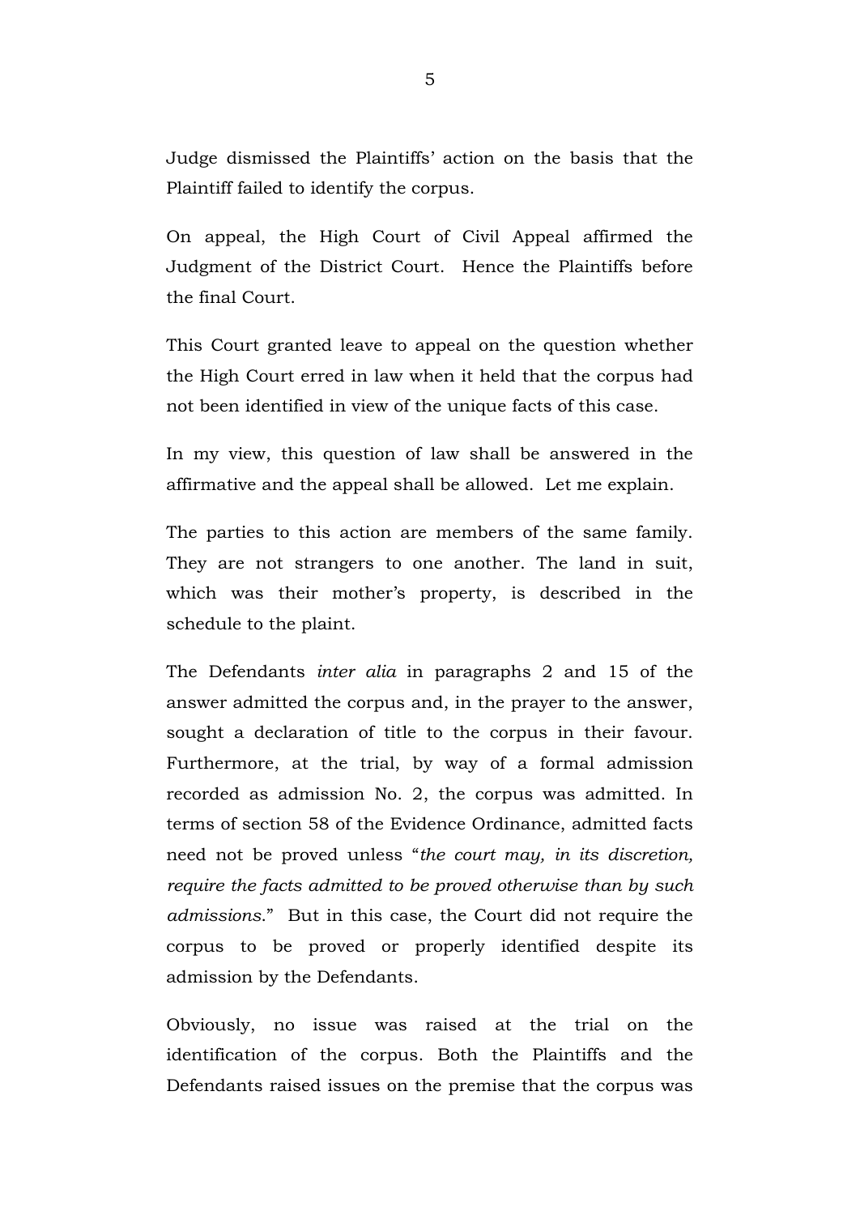Judge dismissed the Plaintiffs' action on the basis that the Plaintiff failed to identify the corpus.

On appeal, the High Court of Civil Appeal affirmed the Judgment of the District Court. Hence the Plaintiffs before the final Court.

This Court granted leave to appeal on the question whether the High Court erred in law when it held that the corpus had not been identified in view of the unique facts of this case.

In my view, this question of law shall be answered in the affirmative and the appeal shall be allowed. Let me explain.

The parties to this action are members of the same family. They are not strangers to one another. The land in suit, which was their mother's property, is described in the schedule to the plaint.

The Defendants *inter alia* in paragraphs 2 and 15 of the answer admitted the corpus and, in the prayer to the answer, sought a declaration of title to the corpus in their favour. Furthermore, at the trial, by way of a formal admission recorded as admission No. 2, the corpus was admitted. In terms of section 58 of the Evidence Ordinance, admitted facts need not be proved unless "*the court may, in its discretion, require the facts admitted to be proved otherwise than by such admissions*." But in this case, the Court did not require the corpus to be proved or properly identified despite its admission by the Defendants.

Obviously, no issue was raised at the trial on the identification of the corpus. Both the Plaintiffs and the Defendants raised issues on the premise that the corpus was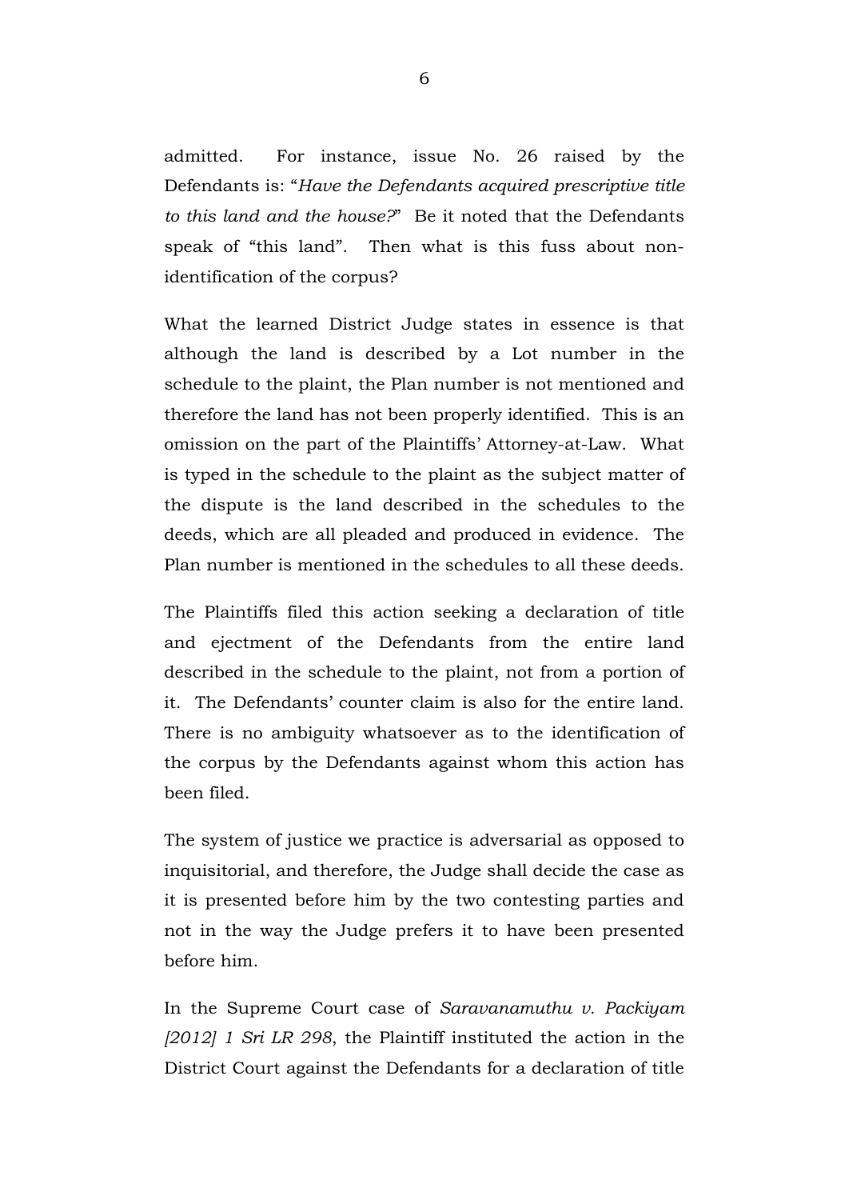admitted. For instance, issue No. 26 raised by the Defendants is: "*Have the Defendants acquired prescriptive title to this land and the house?*" Be it noted that the Defendants speak of "this land". Then what is this fuss about non-identification of the corpus?

What the learned District Judge states in essence is that although the land is described by a Lot number in the schedule to the plaint, the Plan number is not mentioned and therefore the land has not been properly identified. This is an omission on the part of the Plaintiffs' Attorney-at-Law. What is typed in the schedule to the plaint as the subject matter of the dispute is the land described in the schedules to the deeds, which are all pleaded and produced in evidence. The Plan number is mentioned in the schedules to all these deeds.

The Plaintiffs filed this action seeking a declaration of title and ejectment of the Defendants from the entire land described in the schedule to the plaint, not from a portion of it. The Defendants' counter claim is also for the entire land. There is no ambiguity whatsoever as to the identification of the corpus by the Defendants against whom this action has been filed.

The system of justice we practice is adversarial as opposed to inquisitorial, and therefore, the Judge shall decide the case as it is presented before him by the two contesting parties and not in the way the Judge prefers it to have been presented before him.

In the Supreme Court case of *Saravanamuthu v. Packiyam [2012] 1 Sri LR 298*, the Plaintiff instituted the action in the District Court against the Defendants for a declaration of title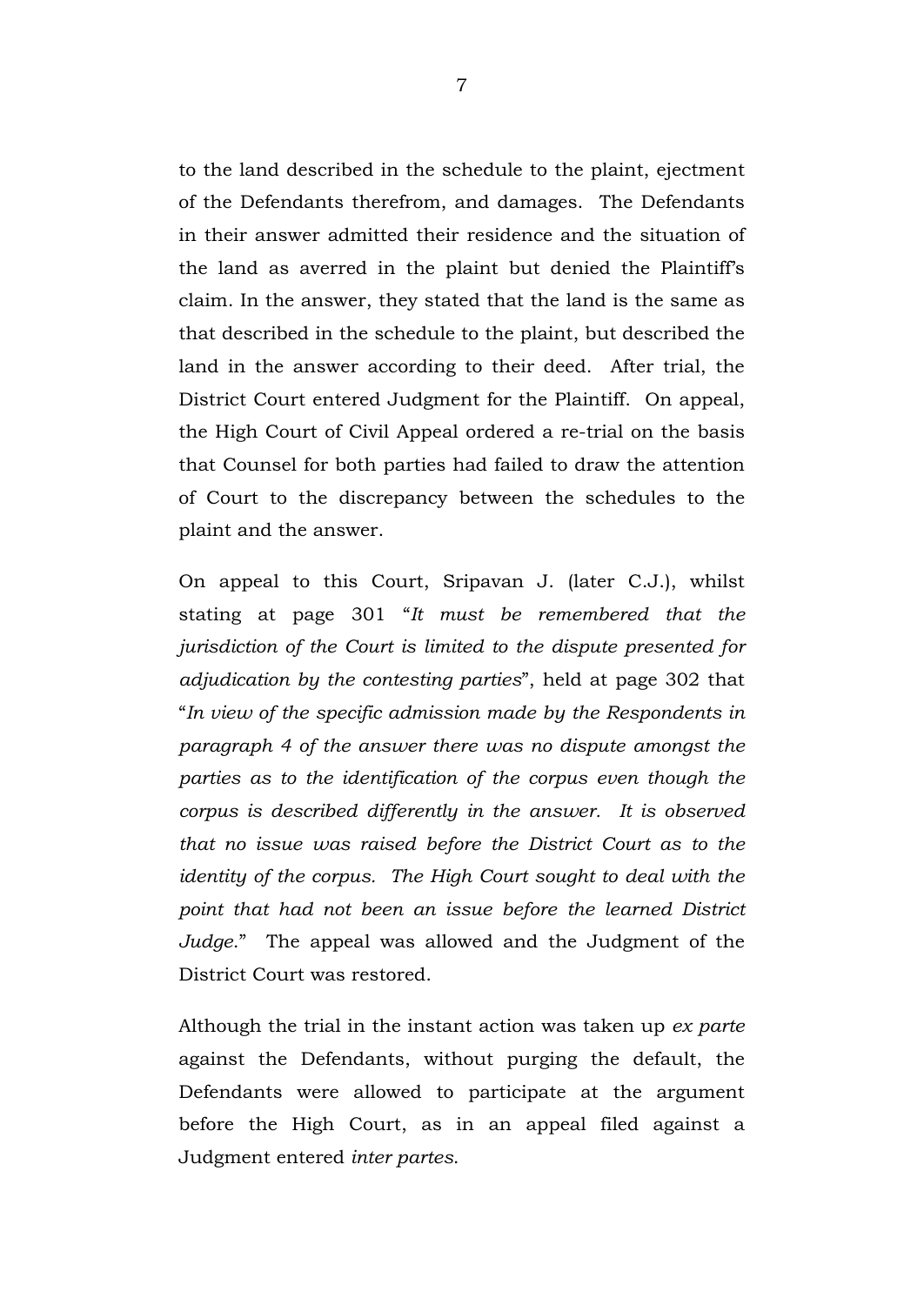to the land described in the schedule to the plaint, ejectment of the Defendants therefrom, and damages. The Defendants in their answer admitted their residence and the situation of the land as averred in the plaint but denied the Plaintiff's claim. In the answer, they stated that the land is the same as that described in the schedule to the plaint, but described the land in the answer according to their deed. After trial, the District Court entered Judgment for the Plaintiff. On appeal, the High Court of Civil Appeal ordered a re-trial on the basis that Counsel for both parties had failed to draw the attention of Court to the discrepancy between the schedules to the plaint and the answer.

On appeal to this Court, Sripavan J. (later C.J.), whilst stating at page 301 "*It must be remembered that the jurisdiction of the Court is limited to the dispute presented for adjudication by the contesting parties*", held at page 302 that "*In view of the specific admission made by the Respondents in paragraph 4 of the answer there was no dispute amongst the parties as to the identification of the corpus even though the corpus is described differently in the answer. It is observed that no issue was raised before the District Court as to the identity of the corpus. The High Court sought to deal with the point that had not been an issue before the learned District Judge.*" The appeal was allowed and the Judgment of the District Court was restored.

Although the trial in the instant action was taken up *ex parte* against the Defendants, without purging the default, the Defendants were allowed to participate at the argument before the High Court, as in an appeal filed against a Judgment entered *inter partes*.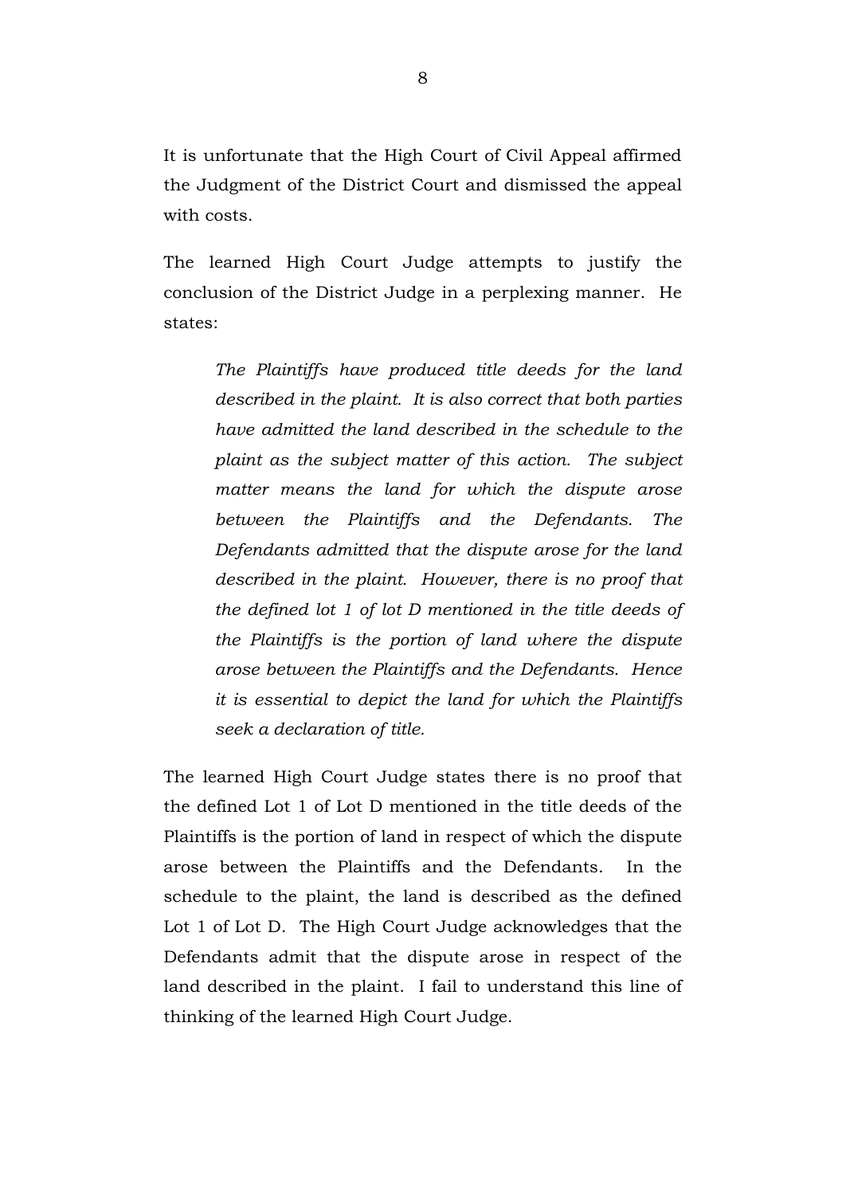It is unfortunate that the High Court of Civil Appeal affirmed the Judgment of the District Court and dismissed the appeal with costs.

The learned High Court Judge attempts to justify the conclusion of the District Judge in a perplexing manner. He states:

> *The Plaintiffs have produced title deeds for the land described in the plaint. It is also correct that both parties have admitted the land described in the schedule to the plaint as the subject matter of this action. The subject matter means the land for which the dispute arose between the Plaintiffs and the Defendants. The Defendants admitted that the dispute arose for the land described in the plaint. However, there is no proof that the defined lot 1 of lot D mentioned in the title deeds of the Plaintiffs is the portion of land where the dispute arose between the Plaintiffs and the Defendants. Hence it is essential to depict the land for which the Plaintiffs seek a declaration of title.*

The learned High Court Judge states there is no proof that the defined Lot 1 of Lot D mentioned in the title deeds of the Plaintiffs is the portion of land in respect of which the dispute arose between the Plaintiffs and the Defendants. In the schedule to the plaint, the land is described as the defined Lot 1 of Lot D. The High Court Judge acknowledges that the Defendants admit that the dispute arose in respect of the land described in the plaint. I fail to understand this line of thinking of the learned High Court Judge.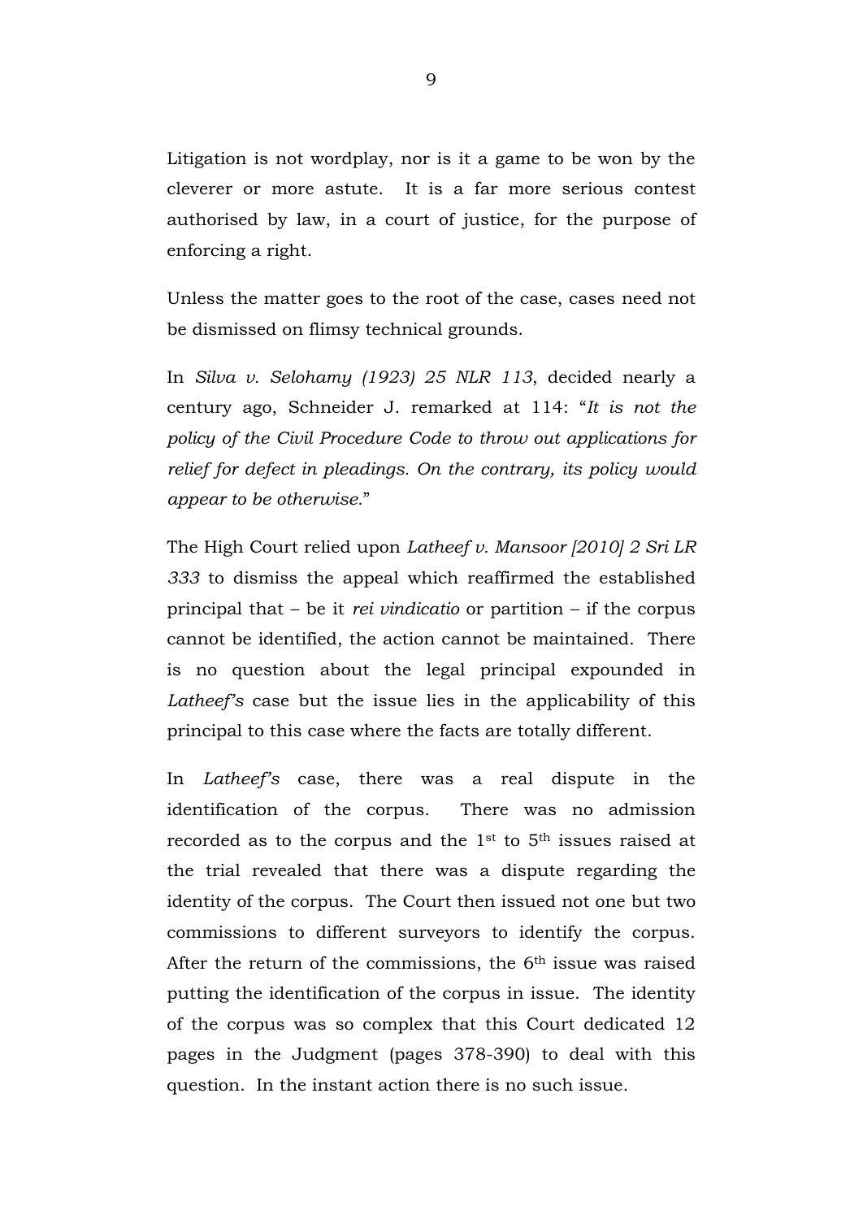Litigation is not wordplay, nor is it a game to be won by the cleverer or more astute. It is a far more serious contest authorised by law, in a court of justice, for the purpose of enforcing a right.

Unless the matter goes to the root of the case, cases need not be dismissed on flimsy technical grounds.

In *Silva v. Selohamy (1923) 25 NLR 113*, decided nearly a century ago, Schneider J. remarked at 114: "*It is not the policy of the Civil Procedure Code to throw out applications for relief for defect in pleadings. On the contrary, its policy would appear to be otherwise.*"

The High Court relied upon *Latheef v. Mansoor [2010] 2 Sri LR 333* to dismiss the appeal which reaffirmed the established principal that – be it *rei vindicatio* or partition – if the corpus cannot be identified, the action cannot be maintained. There is no question about the legal principal expounded in *Latheef's* case but the issue lies in the applicability of this principal to this case where the facts are totally different.

In *Latheef's* case, there was a real dispute in the identification of the corpus. There was no admission recorded as to the corpus and the 1st to 5th issues raised at the trial revealed that there was a dispute regarding the identity of the corpus. The Court then issued not one but two commissions to different surveyors to identify the corpus. After the return of the commissions, the 6th issue was raised putting the identification of the corpus in issue. The identity of the corpus was so complex that this Court dedicated 12 pages in the Judgment (pages 378-390) to deal with this question. In the instant action there is no such issue.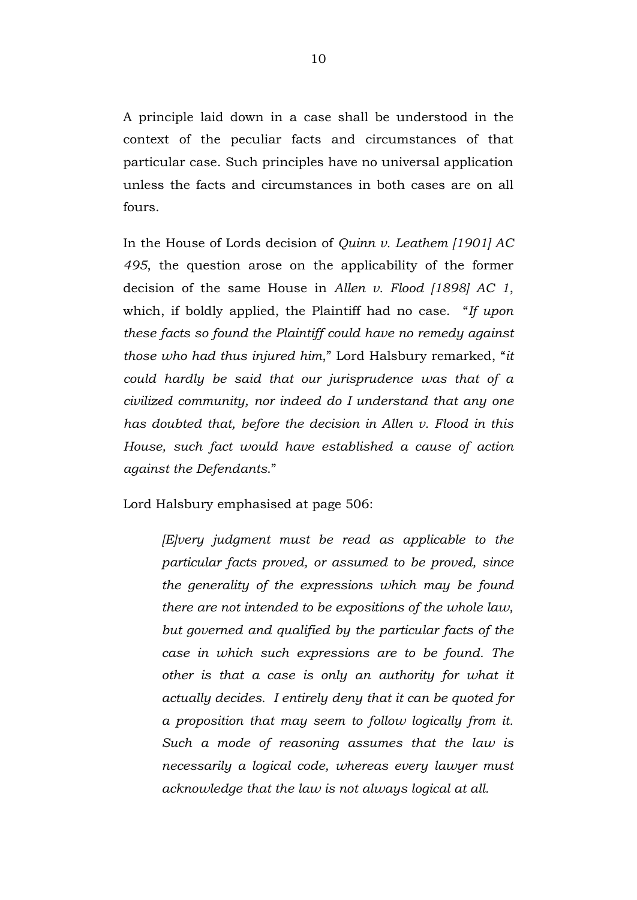A principle laid down in a case shall be understood in the context of the peculiar facts and circumstances of that particular case. Such principles have no universal application unless the facts and circumstances in both cases are on all fours.

In the House of Lords decision of *Quinn v. Leathem [1901] AC 495*, the question arose on the applicability of the former decision of the same House in *Allen v. Flood [1898] AC 1*, which, if boldly applied, the Plaintiff had no case. "*If upon these facts so found the Plaintiff could have no remedy against those who had thus injured him*," Lord Halsbury remarked, "*it could hardly be said that our jurisprudence was that of a civilized community, nor indeed do I understand that any one has doubted that, before the decision in Allen v. Flood in this House, such fact would have established a cause of action against the Defendants*."

Lord Halsbury emphasised at page 506:

> *[E]very judgment must be read as applicable to the particular facts proved, or assumed to be proved, since the generality of the expressions which may be found there are not intended to be expositions of the whole law, but governed and qualified by the particular facts of the case in which such expressions are to be found. The other is that a case is only an authority for what it actually decides. I entirely deny that it can be quoted for a proposition that may seem to follow logically from it. Such a mode of reasoning assumes that the law is necessarily a logical code, whereas every lawyer must acknowledge that the law is not always logical at all.*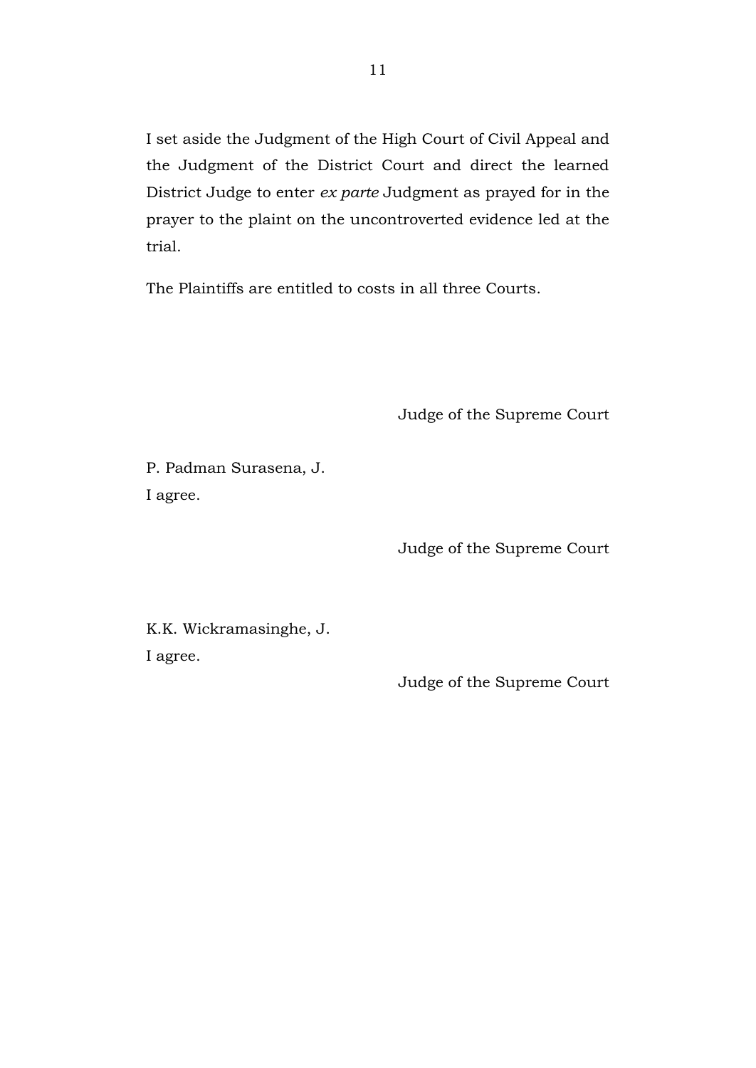I set aside the Judgment of the High Court of Civil Appeal and the Judgment of the District Court and direct the learned District Judge to enter *ex parte* Judgment as prayed for in the prayer to the plaint on the uncontroverted evidence led at the trial.

The Plaintiffs are entitled to costs in all three Courts.

Judge of the Supreme Court

P. Padman Surasena, J.

I agree.

Judge of the Supreme Court

K.K. Wickramasinghe, J.

I agree.

Judge of the Supreme Court